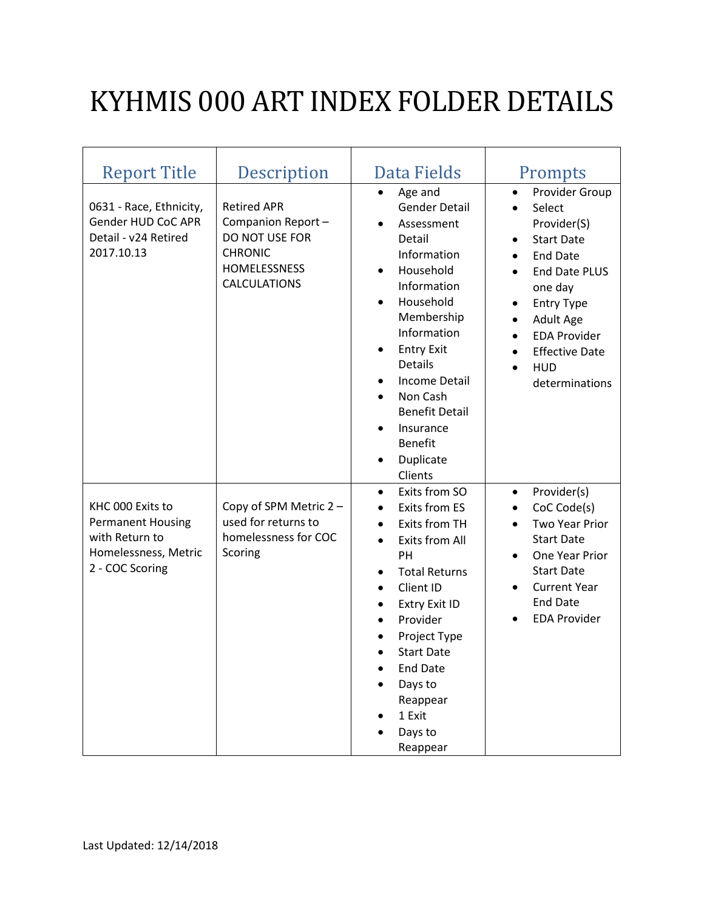# KYHMIS 000 ART INDEX FOLDER DETAILS

| Report Title | Description | Data Fields | Prompts |
|---|---|---|---|
| 0631 - Race, Ethnicity, Gender HUD CoC APR Detail - v24 Retired 2017.10.13 | Retired APR Companion Report – DO NOT USE FOR CHRONIC HOMELESSNESS CALCULATIONS | • Age and Gender Detail<br>• Assessment Detail Information<br>• Household Information<br>• Household Membership Information<br>• Entry Exit Details<br>• Income Detail<br>• Non Cash Benefit Detail<br>• Insurance Benefit<br>• Duplicate Clients | • Provider Group<br>• Select Provider(S)<br>• Start Date<br>• End Date<br>• End Date PLUS one day<br>• Entry Type<br>• Adult Age<br>• EDA Provider<br>• Effective Date<br>• HUD determinations |
| KHC 000 Exits to Permanent Housing with Return to Homelessness, Metric 2 - COC Scoring | Copy of SPM Metric 2 – used for returns to homelessness for COC Scoring | • Exits from SO<br>• Exits from ES<br>• Exits from TH<br>• Exits from All PH<br>• Total Returns<br>• Client ID<br>• Extry Exit ID<br>• Provider<br>• Project Type<br>• Start Date<br>• End Date<br>• Days to Reappear<br>• 1 Exit<br>• Days to Reappear | • Provider(s)<br>• CoC Code(s)<br>• Two Year Prior Start Date<br>• One Year Prior Start Date<br>• Current Year End Date<br>• EDA Provider |

Last Updated: 12/14/2018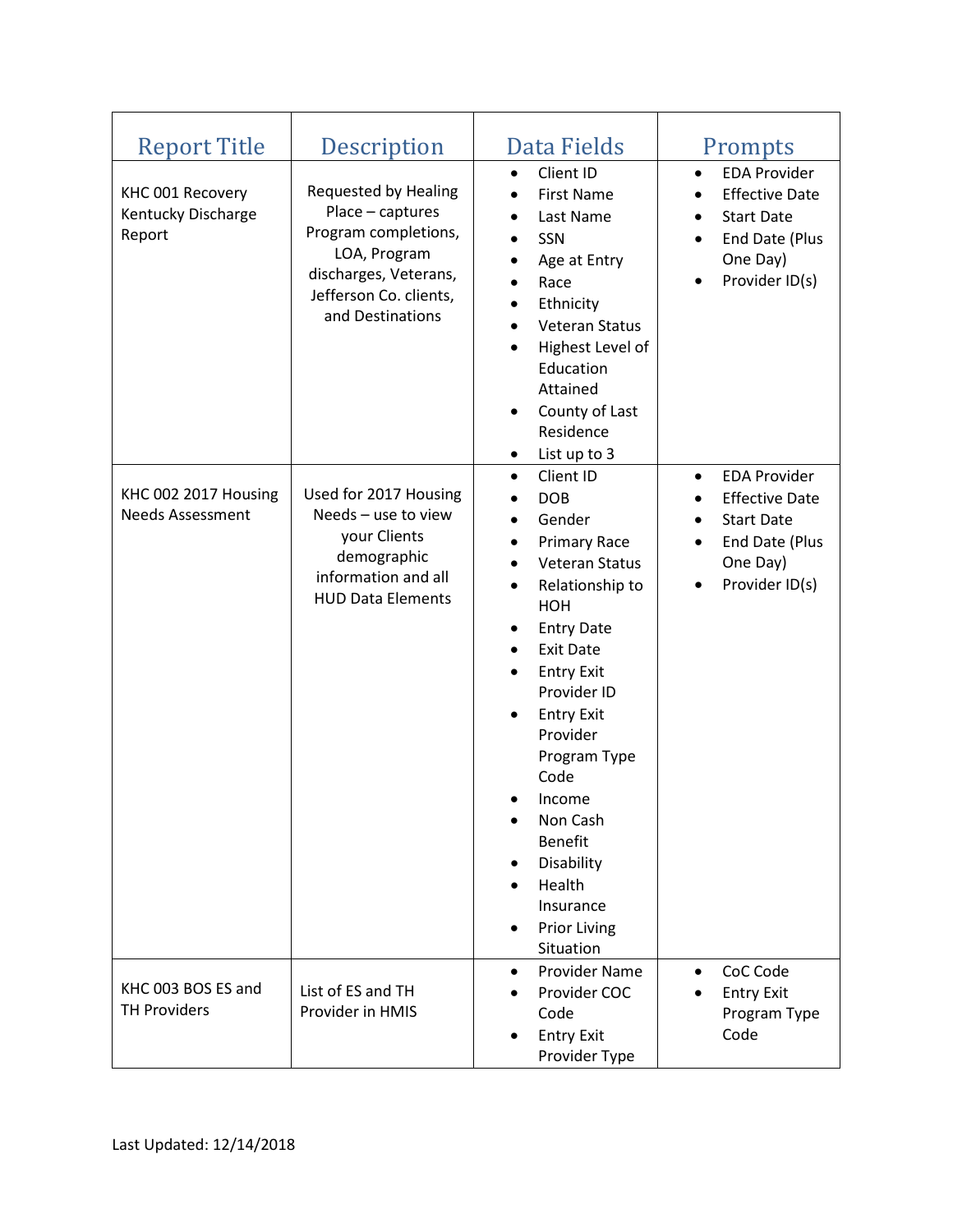| Report Title | Description | Data Fields | Prompts |
|---|---|---|---|
| KHC 001 Recovery Kentucky Discharge Report | Requested by Healing Place – captures Program completions, LOA, Program discharges, Veterans, Jefferson Co. clients, and Destinations | • Client ID<br>• First Name<br>• Last Name<br>• SSN<br>• Age at Entry<br>• Race<br>• Ethnicity<br>• Veteran Status<br>• Highest Level of Education Attained<br>• County of Last Residence<br>• List up to 3 | • EDA Provider<br>• Effective Date<br>• Start Date<br>• End Date (Plus One Day)<br>• Provider ID(s) |
| KHC 002 2017 Housing Needs Assessment | Used for 2017 Housing Needs – use to view your Clients demographic information and all HUD Data Elements | • Client ID<br>• DOB<br>• Gender<br>• Primary Race<br>• Veteran Status<br>• Relationship to HOH<br>• Entry Date<br>• Exit Date<br>• Entry Exit Provider ID<br>• Entry Exit Provider Program Type Code<br>• Income<br>• Non Cash Benefit<br>• Disability<br>• Health Insurance<br>• Prior Living Situation | • EDA Provider<br>• Effective Date<br>• Start Date<br>• End Date (Plus One Day)<br>• Provider ID(s) |
| KHC 003 BOS ES and TH Providers | List of ES and TH Provider in HMIS | • Provider Name<br>• Provider COC Code<br>• Entry Exit Provider Type | • CoC Code<br>• Entry Exit Program Type Code |

Last Updated: 12/14/2018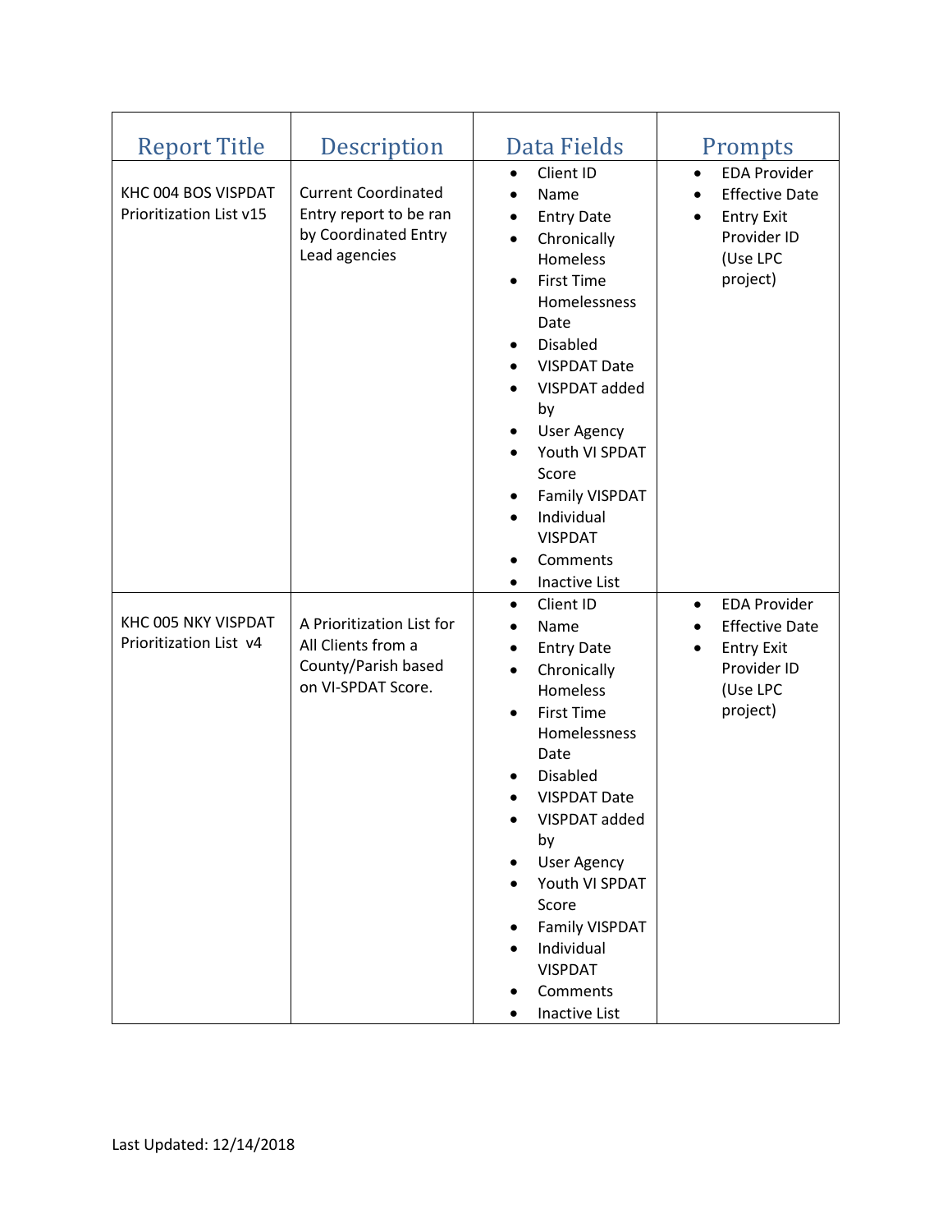| Report Title | Description | Data Fields | Prompts |
|---|---|---|---|
| KHC 004 BOS VISPDAT Prioritization List v15 | Current Coordinated Entry report to be ran by Coordinated Entry Lead agencies | • Client ID<br>• Name<br>• Entry Date<br>• Chronically Homeless<br>• First Time Homelessness Date<br>• Disabled<br>• VISPDAT Date<br>• VISPDAT added by<br>• User Agency<br>• Youth VI SPDAT Score<br>• Family VISPDAT<br>• Individual VISPDAT<br>• Comments<br>• Inactive List | • EDA Provider<br>• Effective Date<br>• Entry Exit Provider ID (Use LPC project) |
| KHC 005 NKY VISPDAT Prioritization List v4 | A Prioritization List for All Clients from a County/Parish based on VI-SPDAT Score. | • Client ID<br>• Name<br>• Entry Date<br>• Chronically Homeless<br>• First Time Homelessness Date<br>• Disabled<br>• VISPDAT Date<br>• VISPDAT added by<br>• User Agency<br>• Youth VI SPDAT Score<br>• Family VISPDAT<br>• Individual VISPDAT<br>• Comments<br>• Inactive List | • EDA Provider<br>• Effective Date<br>• Entry Exit Provider ID (Use LPC project) |

Last Updated: 12/14/2018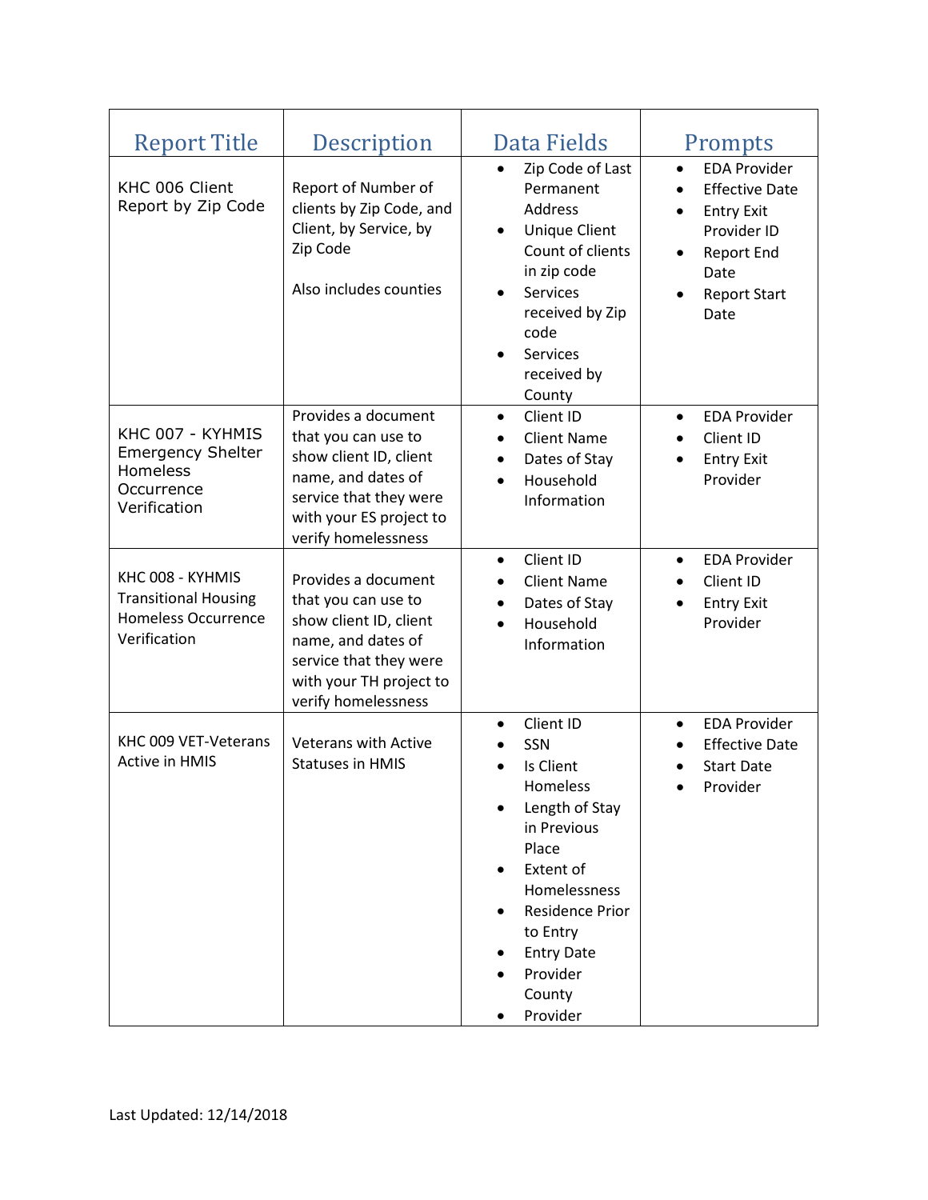| Report Title | Description | Data Fields | Prompts |
|---|---|---|---|
| KHC 006 Client Report by Zip Code | Report of Number of clients by Zip Code, and Client, by Service, by Zip Code<br><br>Also includes counties | • Zip Code of Last Permanent Address<br>• Unique Client Count of clients in zip code<br>• Services received by Zip code<br>• Services received by County | • EDA Provider<br>• Effective Date<br>• Entry Exit Provider ID<br>• Report End Date<br>• Report Start Date |
| KHC 007 - KYHMIS Emergency Shelter Homeless Occurrence Verification | Provides a document that you can use to show client ID, client name, and dates of service that they were with your ES project to verify homelessness | • Client ID<br>• Client Name<br>• Dates of Stay<br>• Household Information | • EDA Provider<br>• Client ID<br>• Entry Exit Provider |
| KHC 008 - KYHMIS Transitional Housing Homeless Occurrence Verification | Provides a document that you can use to show client ID, client name, and dates of service that they were with your TH project to verify homelessness | • Client ID<br>• Client Name<br>• Dates of Stay<br>• Household Information | • EDA Provider<br>• Client ID<br>• Entry Exit Provider |
| KHC 009 VET-Veterans Active in HMIS | Veterans with Active Statuses in HMIS | • Client ID<br>• SSN<br>• Is Client Homeless<br>• Length of Stay in Previous Place<br>• Extent of Homelessness<br>• Residence Prior to Entry<br>• Entry Date<br>• Provider County<br>• Provider | • EDA Provider<br>• Effective Date<br>• Start Date<br>• Provider |

Last Updated: 12/14/2018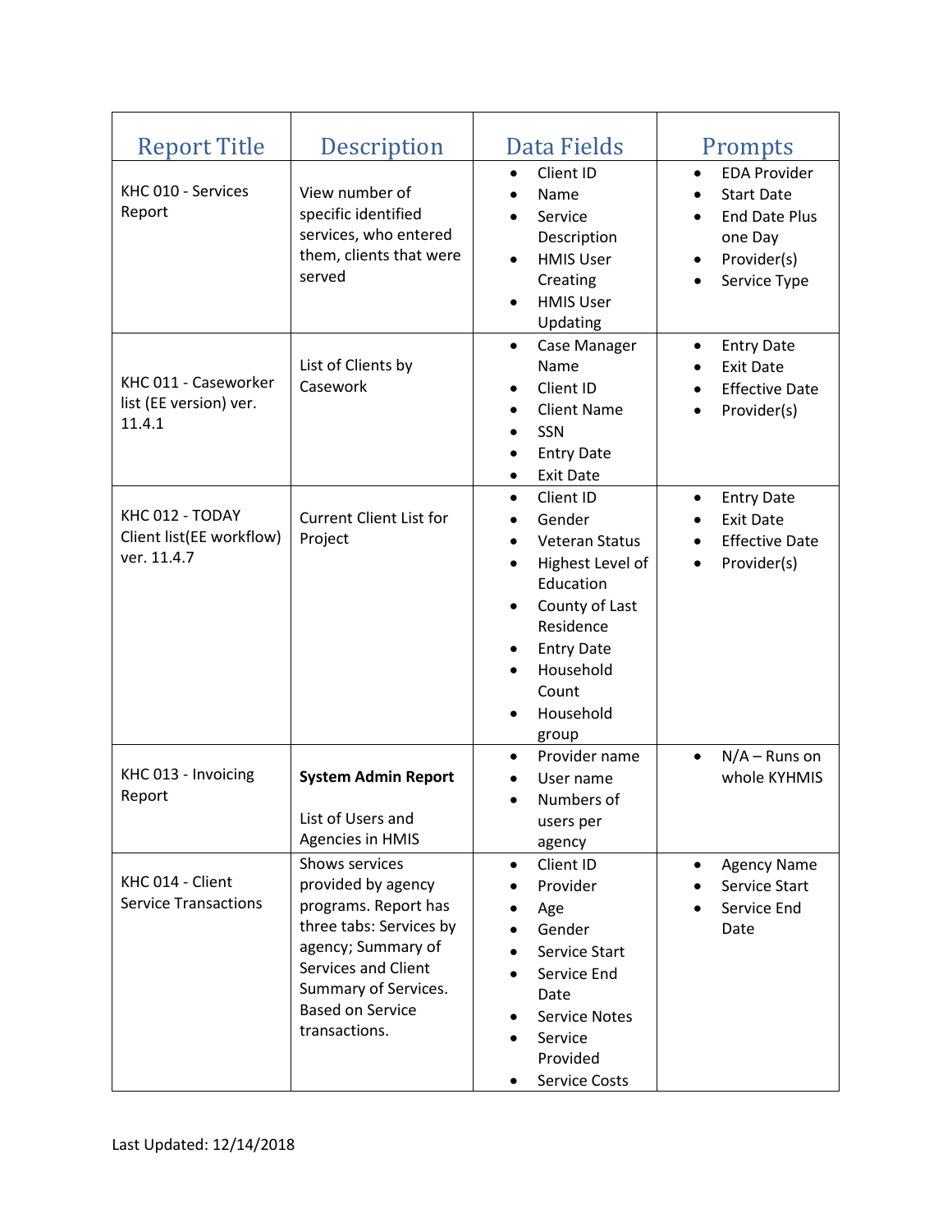| Report Title | Description | Data Fields | Prompts |
|---|---|---|---|
| KHC 010 - Services Report | View number of specific identified services, who entered them, clients that were served | • Client ID<br>• Name<br>• Service Description<br>• HMIS User Creating<br>• HMIS User Updating | • EDA Provider<br>• Start Date<br>• End Date Plus one Day<br>• Provider(s)<br>• Service Type |
| KHC 011 - Caseworker list (EE version) ver. 11.4.1 | List of Clients by Casework | • Case Manager Name<br>• Client ID<br>• Client Name<br>• SSN<br>• Entry Date<br>• Exit Date | • Entry Date<br>• Exit Date<br>• Effective Date<br>• Provider(s) |
| KHC 012 - TODAY Client list(EE workflow) ver. 11.4.7 | Current Client List for Project | • Client ID<br>• Gender<br>• Veteran Status<br>• Highest Level of Education<br>• County of Last Residence<br>• Entry Date<br>• Household Count<br>• Household group | • Entry Date<br>• Exit Date<br>• Effective Date<br>• Provider(s) |
| KHC 013 - Invoicing Report | **System Admin Report**<br><br>List of Users and Agencies in HMIS | • Provider name<br>• User name<br>• Numbers of users per agency | • N/A – Runs on whole KYHMIS |
| KHC 014 - Client Service Transactions | Shows services provided by agency programs. Report has three tabs: Services by agency; Summary of Services and Client Summary of Services. Based on Service transactions. | • Client ID<br>• Provider<br>• Age<br>• Gender<br>• Service Start<br>• Service End Date<br>• Service Notes<br>• Service Provided<br>• Service Costs | • Agency Name<br>• Service Start<br>• Service End Date |

Last Updated: 12/14/2018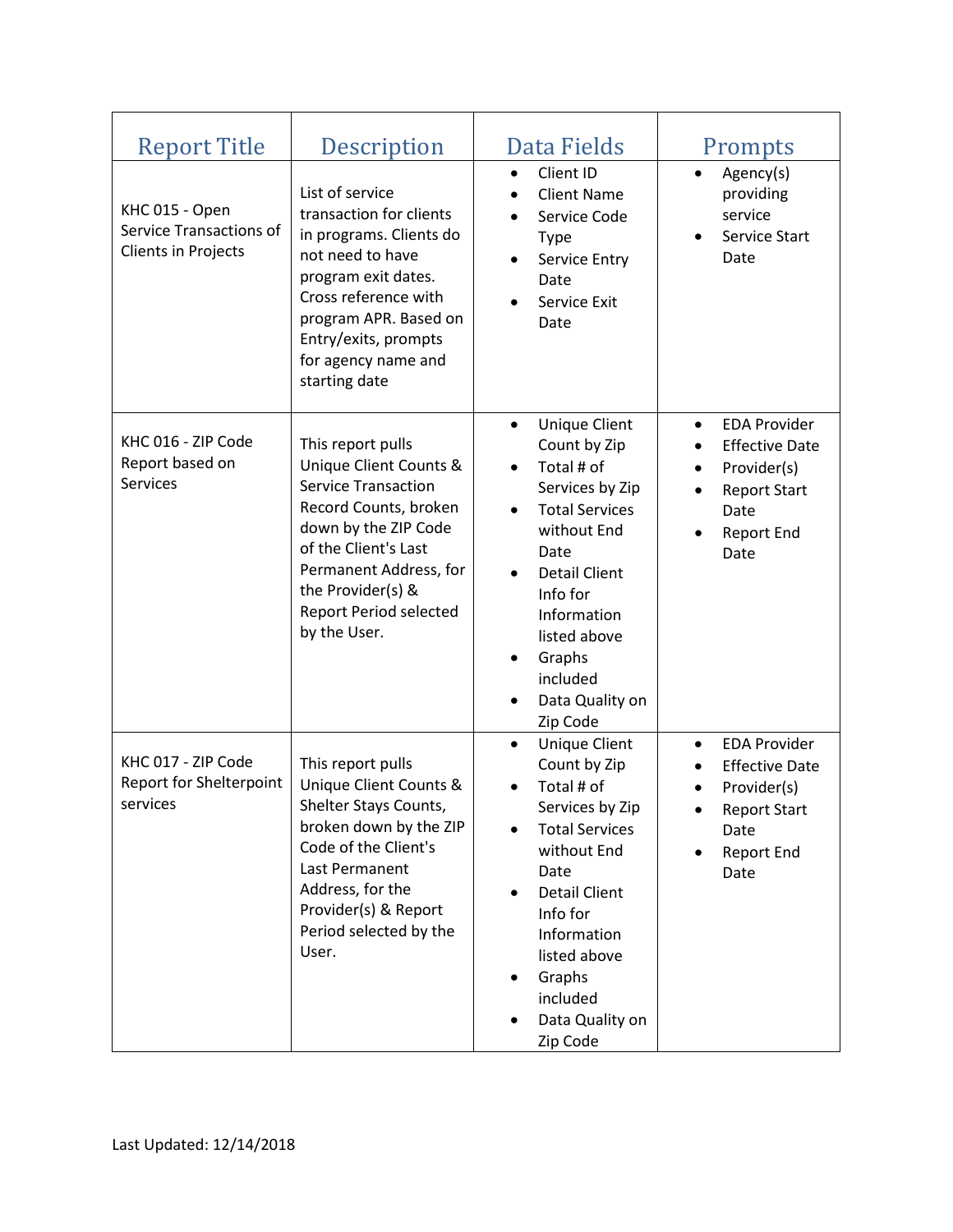| Report Title | Description | Data Fields | Prompts |
|---|---|---|---|
| KHC 015 - Open Service Transactions of Clients in Projects | List of service transaction for clients in programs. Clients do not need to have program exit dates. Cross reference with program APR. Based on Entry/exits, prompts for agency name and starting date | • Client ID<br>• Client Name<br>• Service Code Type<br>• Service Entry Date<br>• Service Exit Date | • Agency(s) providing service<br>• Service Start Date |
| KHC 016 - ZIP Code Report based on Services | This report pulls Unique Client Counts & Service Transaction Record Counts, broken down by the ZIP Code of the Client's Last Permanent Address, for the Provider(s) & Report Period selected by the User. | • Unique Client Count by Zip<br>• Total # of Services by Zip<br>• Total Services without End Date<br>• Detail Client Info for Information listed above<br>• Graphs included<br>• Data Quality on Zip Code | • EDA Provider<br>• Effective Date<br>• Provider(s)<br>• Report Start Date<br>• Report End Date |
| KHC 017 - ZIP Code Report for Shelterpoint services | This report pulls Unique Client Counts & Shelter Stays Counts, broken down by the ZIP Code of the Client's Last Permanent Address, for the Provider(s) & Report Period selected by the User. | • Unique Client Count by Zip<br>• Total # of Services by Zip<br>• Total Services without End Date<br>• Detail Client Info for Information listed above<br>• Graphs included<br>• Data Quality on Zip Code | • EDA Provider<br>• Effective Date<br>• Provider(s)<br>• Report Start Date<br>• Report End Date |

Last Updated: 12/14/2018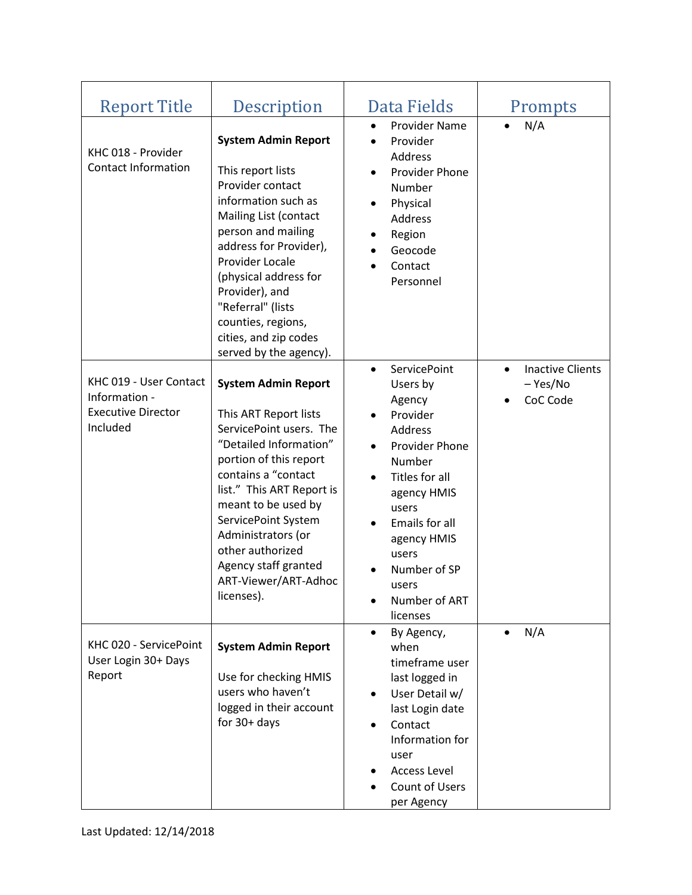| Report Title | Description | Data Fields | Prompts |
|---|---|---|---|
| KHC 018 - Provider Contact Information | **System Admin Report**<br><br>This report lists Provider contact information such as Mailing List (contact person and mailing address for Provider), Provider Locale (physical address for Provider), and "Referral" (lists counties, regions, cities, and zip codes served by the agency). | • Provider Name<br>• Provider Address<br>• Provider Phone Number<br>• Physical Address<br>• Region<br>• Geocode<br>• Contact Personnel | • N/A |
| KHC 019 - User Contact Information - Executive Director Included | **System Admin Report**<br><br>This ART Report lists ServicePoint users. The "Detailed Information" portion of this report contains a "contact list." This ART Report is meant to be used by ServicePoint System Administrators (or other authorized Agency staff granted ART-Viewer/ART-Adhoc licenses). | • ServicePoint Users by Agency<br>• Provider Address<br>• Provider Phone Number<br>• Titles for all agency HMIS users<br>• Emails for all agency HMIS users<br>• Number of SP users<br>• Number of ART licenses | • Inactive Clients – Yes/No<br>• CoC Code |
| KHC 020 - ServicePoint User Login 30+ Days Report | **System Admin Report**<br><br>Use for checking HMIS users who haven't logged in their account for 30+ days | • By Agency, when timeframe user last logged in<br>• User Detail w/ last Login date<br>• Contact Information for user<br>• Access Level<br>• Count of Users per Agency | • N/A |

Last Updated: 12/14/2018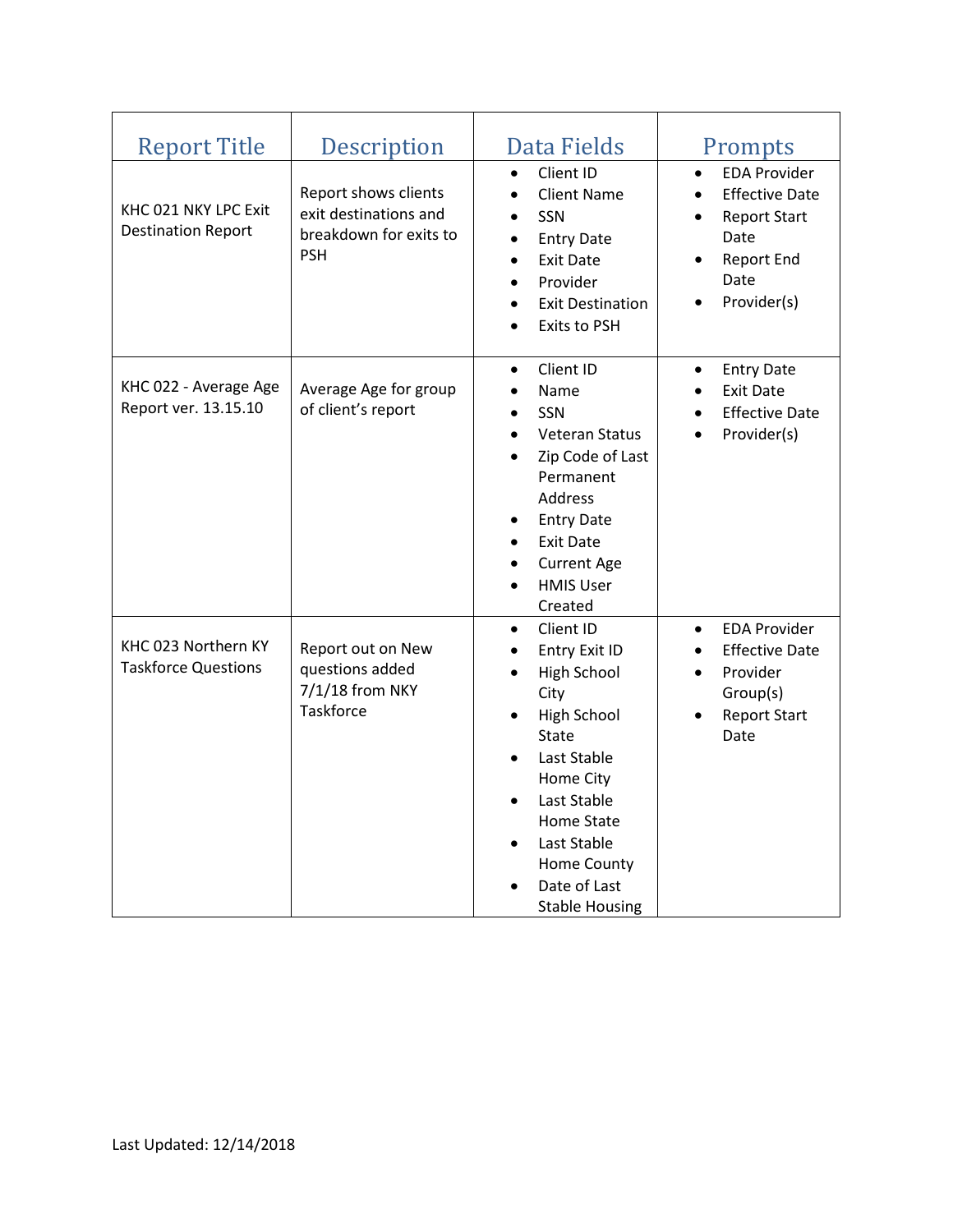| Report Title | Description | Data Fields | Prompts |
| --- | --- | --- | --- |
| KHC 021 NKY LPC Exit Destination Report | Report shows clients exit destinations and breakdown for exits to PSH | • Client ID<br>• Client Name<br>• SSN<br>• Entry Date<br>• Exit Date<br>• Provider<br>• Exit Destination<br>• Exits to PSH | • EDA Provider<br>• Effective Date<br>• Report Start Date<br>• Report End Date<br>• Provider(s) |
| KHC 022 - Average Age Report ver. 13.15.10 | Average Age for group of client's report | • Client ID<br>• Name<br>• SSN<br>• Veteran Status<br>• Zip Code of Last Permanent Address<br>• Entry Date<br>• Exit Date<br>• Current Age<br>• HMIS User Created | • Entry Date<br>• Exit Date<br>• Effective Date<br>• Provider(s) |
| KHC 023 Northern KY Taskforce Questions | Report out on New questions added 7/1/18 from NKY Taskforce | • Client ID<br>• Entry Exit ID<br>• High School City<br>• High School State<br>• Last Stable Home City<br>• Last Stable Home State<br>• Last Stable Home County<br>• Date of Last Stable Housing | • EDA Provider<br>• Effective Date<br>• Provider Group(s)<br>• Report Start Date |

Last Updated: 12/14/2018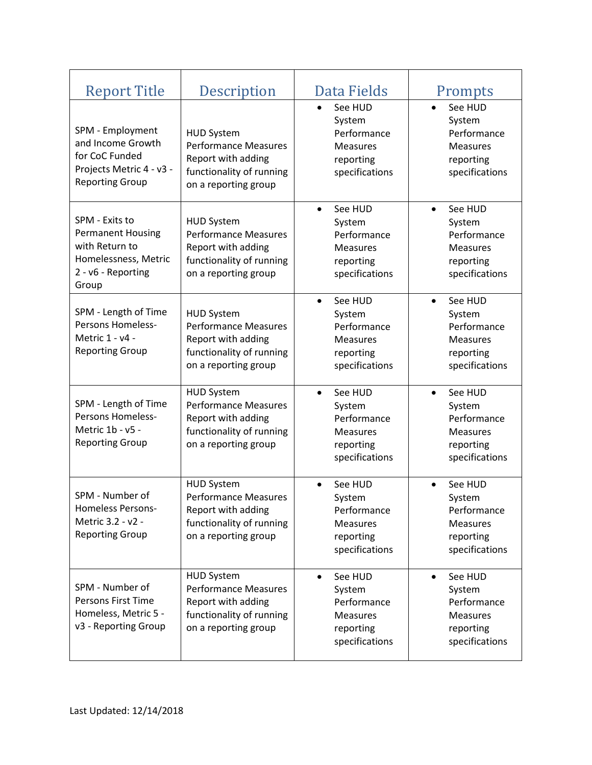| Report Title | Description | Data Fields | Prompts |
| --- | --- | --- | --- |
| SPM - Employment and Income Growth for CoC Funded Projects Metric 4 - v3 - Reporting Group | HUD System Performance Measures Report with adding functionality of running on a reporting group | • See HUD System Performance Measures reporting specifications | • See HUD System Performance Measures reporting specifications |
| SPM - Exits to Permanent Housing with Return to Homelessness, Metric 2 - v6 - Reporting Group | HUD System Performance Measures Report with adding functionality of running on a reporting group | • See HUD System Performance Measures reporting specifications | • See HUD System Performance Measures reporting specifications |
| SPM - Length of Time Persons Homeless- Metric 1 - v4 - Reporting Group | HUD System Performance Measures Report with adding functionality of running on a reporting group | • See HUD System Performance Measures reporting specifications | • See HUD System Performance Measures reporting specifications |
| SPM - Length of Time Persons Homeless- Metric 1b - v5 - Reporting Group | HUD System Performance Measures Report with adding functionality of running on a reporting group | • See HUD System Performance Measures reporting specifications | • See HUD System Performance Measures reporting specifications |
| SPM - Number of Homeless Persons- Metric 3.2 - v2 - Reporting Group | HUD System Performance Measures Report with adding functionality of running on a reporting group | • See HUD System Performance Measures reporting specifications | • See HUD System Performance Measures reporting specifications |
| SPM - Number of Persons First Time Homeless, Metric 5 - v3 - Reporting Group | HUD System Performance Measures Report with adding functionality of running on a reporting group | • See HUD System Performance Measures reporting specifications | • See HUD System Performance Measures reporting specifications |

Last Updated: 12/14/2018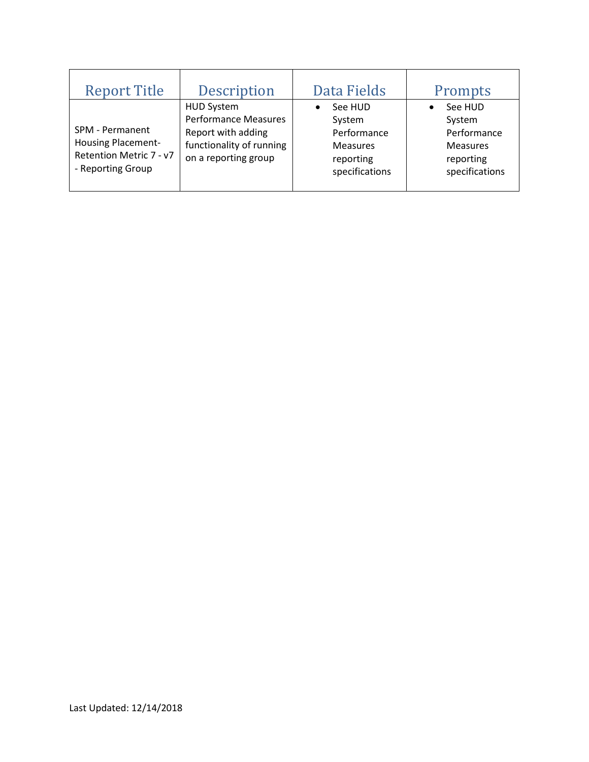| Report Title | Description | Data Fields | Prompts |
| --- | --- | --- | --- |
| SPM - Permanent Housing Placement-Retention Metric 7 - v7 - Reporting Group | HUD System Performance Measures Report with adding functionality of running on a reporting group | • See HUD System Performance Measures reporting specifications | • See HUD System Performance Measures reporting specifications |

Last Updated: 12/14/2018